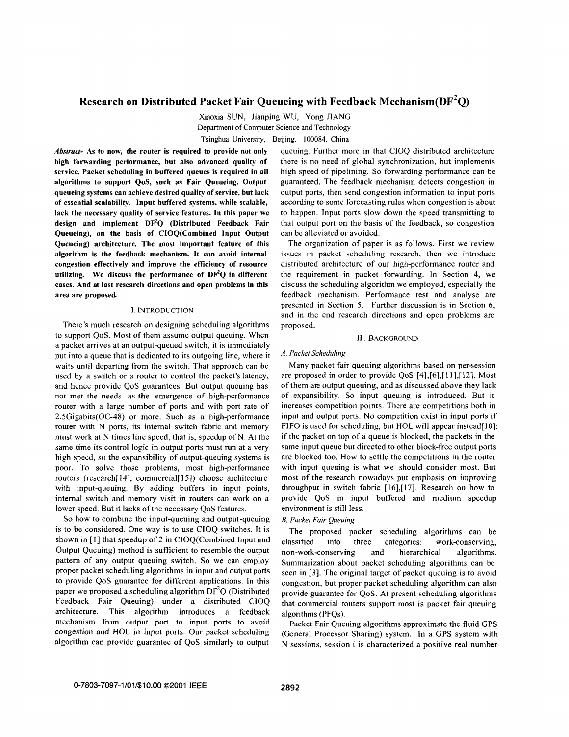# Research on Distributed Packet Fair Queueing with Feedback Mechanism($DF^2Q$)

Xiaoxia SUN, Jianping WU, Yong JIANG

Department of Computer Science and Technology

Tsinghua University, Beijing, 100084, China

***Abstract*- As to now, the router is required to provide not only high forwarding performance, but also advanced quality of service. Packet scheduling in buffered queues is required in all algorithms to support QoS, such as Fair Queueing. Output queueing systems can achieve desired quality of service, but lack of essential scalability. Input buffered systems, while scalable, lack the necessary quality of service features. In this paper we design and implement $DF^2Q$ (Distributed Feedback Fair Queueing), on the basis of CIOQ(Combined Input Output Queueing) architecture. The most important feature of this algorithm is the feedback mechanism. It can avoid internal congestion effectively and improve the efficiency of resource utilizing. We discuss the performance of $DF^2Q$ in different cases. And at last research directions and open problems in this area are proposed.**

## I. INTRODUCTION

There's much research on designing scheduling algorithms to support QoS. Most of them assume output queuing. When a packet arrives at an output-queued switch, it is immediately put into a queue that is dedicated to its outgoing line, where it waits until departing from the switch. That approach can be used by a switch or a router to control the packet's latency, and hence provide QoS guarantees. But output queuing has not met the needs as the emergence of high-performance router with a large number of ports and with port rate of 2.5Gigabits(OC-48) or more. Such as a high-performance router with N ports, its internal switch fabric and memory must work at N times line speed, that is, speedup of N. At the same time its control logic in output ports must run at a very high speed, so the expansibility of output-queuing systems is poor. To solve those problems, most high-performance routers (research[14], commercial[15]) choose architecture with input-queuing. By adding buffers in input points, internal switch and memory visit in routers can work on a lower speed. But it lacks of the necessary QoS features.

So how to combine the input-queuing and output-queuing is to be considered. One way is to use CIOQ switches. It is shown in [1] that speedup of 2 in CIOQ(Combined Input and Output Queuing) method is sufficient to resemble the output pattern of any output queuing switch. So we can employ proper packet scheduling algorithms in input and output ports to provide QoS guarantee for different applications. In this paper we proposed a scheduling algorithm $DF^2Q$ (Distributed Feedback Fair Queuing) under a distributed CIOQ architecture. This algorithm introduces a feedback mechanism from output port to input ports to avoid congestion and HOL in input ports. Our packet scheduling algorithm can provide guarantee of QoS similarly to output queuing. Further more in that CIOQ distributed architecture there is no need of global synchronization, but implements high speed of pipelining. So forwarding performance can be guaranteed. The feedback mechanism detects congestion in output ports, then send congestion information to input ports according to some forecasting rules when congestion is about to happen. Input ports slow down the speed transmitting to that output port on the basis of the feedback, so congestion can be alleviated or avoided.

The organization of paper is as follows. First we review issues in packet scheduling research, then we introduce distributed architecture of our high-performance router and the requirement in packet forwarding. In Section 4, we discuss the scheduling algorithm we employed, especially the feedback mechanism. Performance test and analyse are presented in Section 5. Further discussion is in Section 6, and in the end research directions and open problems are proposed.

## II. BACKGROUND

### *A. Packet Scheduling*

Many packet fair queuing algorithms based on per-session are proposed in order to provide QoS [4],[6],[11],[12]. Most of them are output queuing, and as discussed above they lack of expansibility. So input queuing is introduced. But it increases competition points. There are competitions both in input and output ports. No competition exist in input ports if FIFO is used for scheduling, but HOL will appear instead[10]: if the packet on top of a queue is blocked, the packets in the same input queue but directed to other block-free output ports are blocked too. How to settle the competitions in the router with input queuing is what we should consider most. But most of the research nowadays put emphasis on improving throughput in switch fabric [16],[17]. Research on how to provide QoS in input buffered and medium speedup environment is still less.

### *B. Packet Fair Queuing*

The proposed packet scheduling algorithms can be classified into three categories: work-conserving, non-work-conserving and hierarchical algorithms. Summarization about packet scheduling algorithms can be seen in [3]. The original target of packet queuing is to avoid congestion, but proper packet scheduling algorithm can also provide guarantee for QoS. At present scheduling algorithms that commercial routers support most is packet fair queuing algorithms (PFQs).

Packet Fair Queuing algorithms approximate the fluid GPS (General Processor Sharing) system. In a GPS system with N sessions, session i is characterized a positive real number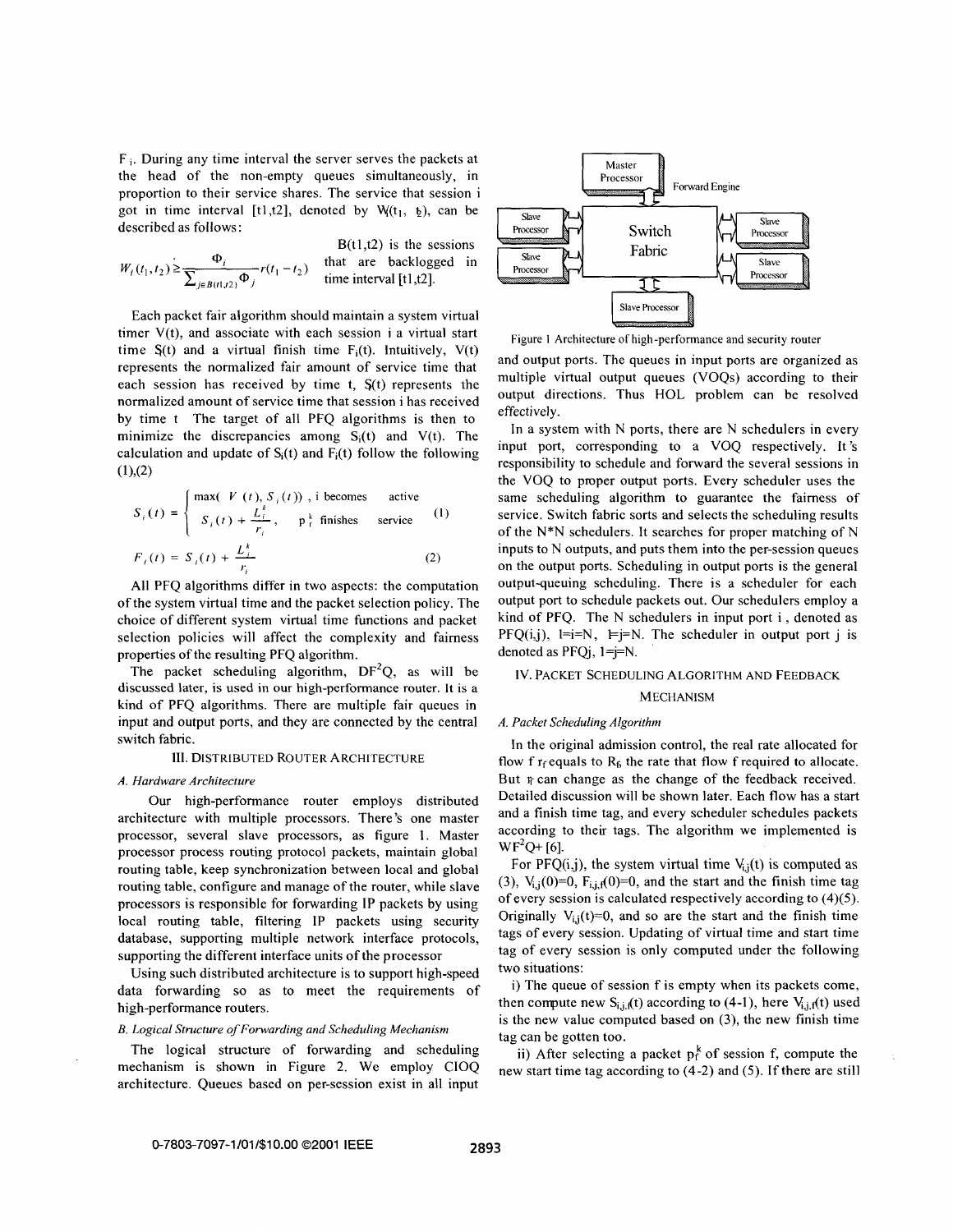$F_i$. During any time interval the server serves the packets at the head of the non-empty queues simultaneously, in proportion to their service shares. The service that session i got in time interval [t1,t2], denoted by $W_i(t_1, t_2)$, can be described as follows:

$$W_i(t_1,t_2) \geq \frac{\Phi_i}{\sum_{j \in B(t1,t2)} \Phi_j} r(t_1 - t_2)$$

B(t1,t2) is the sessions that are backlogged in time interval [t1,t2].

Each packet fair algorithm should maintain a system virtual timer V(t), and associate with each session i a virtual start time $S_i(t)$ and a virtual finish time $F_i(t)$. Intuitively, V(t) represents the normalized fair amount of service time that each session has received by time t, $S_i(t)$ represents the normalized amount of service time that session i has received by time t The target of all PFQ algorithms is then to minimize the discrepancies among $S_i(t)$ and V(t). The calculation and update of $S_i(t)$ and $F_i(t)$ follow the following (1),(2)

$$S_i(t) = \begin{cases} \max(V(t), S_i(t)), & \text{i becomes active} \\ S_i(t) + \frac{L_i^k}{r_i}, & p_i^k \text{ finishes service} \end{cases} \quad (1)$$

$$F_i(t) = S_i(t) + \frac{L_i^k}{r_i} \quad (2)$$

All PFQ algorithms differ in two aspects: the computation of the system virtual time and the packet selection policy. The choice of different system virtual time functions and packet selection policies will affect the complexity and fairness properties of the resulting PFQ algorithm.

The packet scheduling algorithm, $DF^2Q$, as will be discussed later, is used in our high-performance router. It is a kind of PFQ algorithms. There are multiple fair queues in input and output ports, and they are connected by the central switch fabric.

## III. DISTRIBUTED ROUTER ARCHITECTURE

### A. Hardware Architecture

Our high-performance router employs distributed architecture with multiple processors. There's one master processor, several slave processors, as figure 1. Master processor process routing protocol packets, maintain global routing table, keep synchronization between local and global routing table, configure and manage of the router, while slave processors is responsible for forwarding IP packets by using local routing table, filtering IP packets using security database, supporting multiple network interface protocols, supporting the different interface units of the processor

Using such distributed architecture is to support high-speed data forwarding so as to meet the requirements of high-performance routers.

### B. Logical Structure of Forwarding and Scheduling Mechanism

The logical structure of forwarding and scheduling mechanism is shown in Figure 2. We employ CIOQ architecture. Queues based on per-session exist in all input

Figure 1 Architecture of high-performance and security router

and output ports. The queues in input ports are organized as multiple virtual output queues (VOQs) according to their output directions. Thus HOL problem can be resolved effectively.

In a system with N ports, there are N schedulers in every input port, corresponding to a VOQ respectively. It's responsibility to schedule and forward the several sessions in the VOQ to proper output ports. Every scheduler uses the same scheduling algorithm to guarantee the fairness of service. Switch fabric sorts and selects the scheduling results of the N*N schedulers. It searches for proper matching of N inputs to N outputs, and puts them into the per-session queues on the output ports. Scheduling in output ports is the general output-queuing scheduling. There is a scheduler for each output port to schedule packets out. Our schedulers employ a kind of PFQ. The N schedulers in input port i, denoted as PFQ(i,j), 1=i=N, 1=j=N. The scheduler in output port j is denoted as PFQj, 1=j=N.

## IV. PACKET SCHEDULING ALGORITHM AND FEEDBACK MECHANISM

### A. Packet Scheduling Algorithm

In the original admission control, the real rate allocated for flow f $r_f$ equals to $R_f$, the rate that flow f required to allocate. But $r_f$ can change as the change of the feedback received. Detailed discussion will be shown later. Each flow has a start and a finish time tag, and every scheduler schedules packets according to their tags. The algorithm we implemented is $WF^2Q+$ [6].

For PFQ(i,j), the system virtual time $V_{i,j}(t)$ is computed as (3), $V_{i,j}(0)=0$, $F_{i,j,f}(0)=0$, and the start and the finish time tag of every session is calculated respectively according to (4)(5). Originally $V_{i,j}(t)=0$, and so are the start and the finish time tags of every session. Updating of virtual time and start time tag of every session is only computed under the following two situations:

i) The queue of session f is empty when its packets come, then compute new $S_{i,j,f}(t)$ according to (4-1), here $V_{i,j,f}(t)$ used is the new value computed based on (3), the new finish time tag can be gotten too.

ii) After selecting a packet $p_f^k$ of session f, compute the new start time tag according to (4-2) and (5). If there are still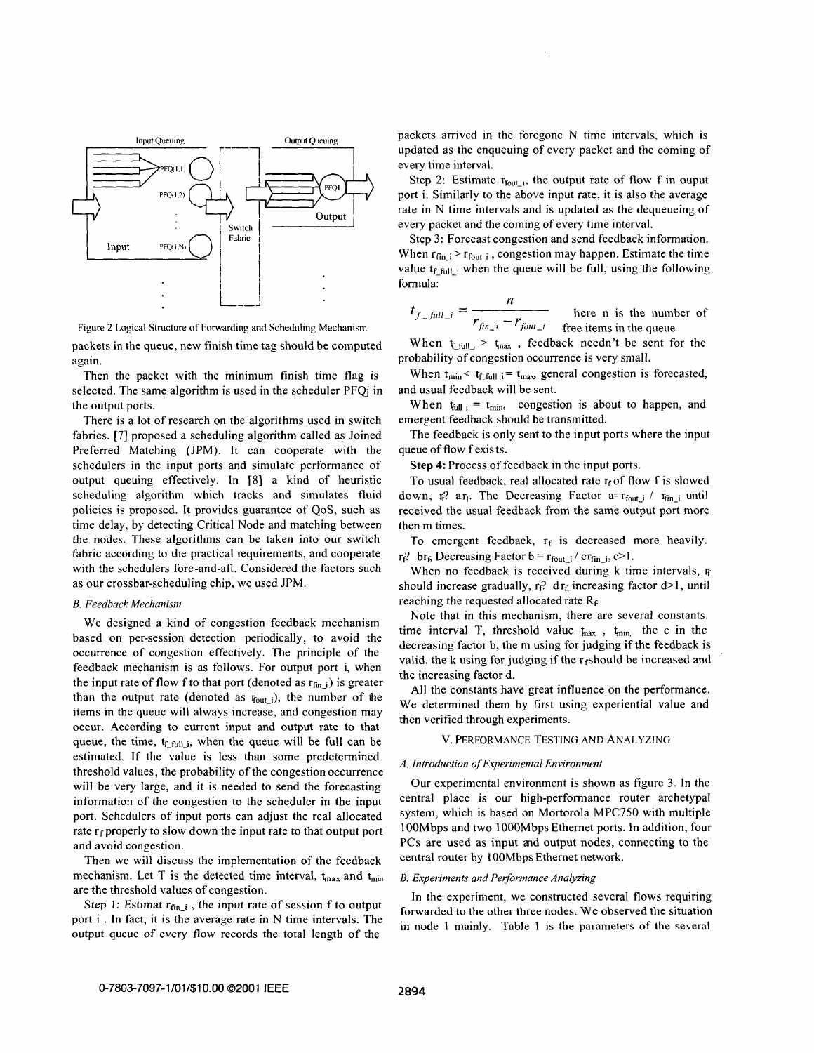Input Queuing | Output Queuing

PFQ(1,1) PFQ(1,2) PFQ(1,N) Input | Switch Fabric | PFQI Output

Figure 2 Logical Structure of Forwarding and Scheduling Mechanism

packets in the queue, new finish time tag should be computed again.

Then the packet with the minimum finish time flag is selected. The same algorithm is used in the scheduler PFQj in the output ports.

There is a lot of research on the algorithms used in switch fabrics. [7] proposed a scheduling algorithm called as Joined Preferred Matching (JPM). It can cooperate with the schedulers in the input ports and simulate performance of output queuing effectively. In [8] a kind of heuristic scheduling algorithm which tracks and simulates fluid policies is proposed. It provides guarantee of QoS, such as time delay, by detecting Critical Node and matching between the nodes. These algorithms can be taken into our switch fabric according to the practical requirements, and cooperate with the schedulers fore-and-aft. Considered the factors such as our crossbar-scheduling chip, we used JPM.

### *B. Feedback Mechanism*

We designed a kind of congestion feedback mechanism based on per-session detection periodically, to avoid the occurrence of congestion effectively. The principle of the feedback mechanism is as follows. For output port i, when the input rate of flow f to that port (denoted as $r_{fin\_i}$) is greater than the output rate (denoted as $r_{fout\_i}$), the number of the items in the queue will always increase, and congestion may occur. According to current input and output rate to that queue, the time, $t_{f\_full\_i}$, when the queue will be full can be estimated. If the value is less than some predetermined threshold values, the probability of the congestion occurrence will be very large, and it is needed to send the forecasting information of the congestion to the scheduler in the input port. Schedulers of input ports can adjust the real allocated rate $r_f$ properly to slow down the input rate to that output port and avoid congestion.

Then we will discuss the implementation of the feedback mechanism. Let T is the detected time interval, $t_{max}$ and $t_{min}$ are the threshold values of congestion.

Step 1: Estimat $r_{fin\_i}$, the input rate of session f to output port i. In fact, it is the average rate in N time intervals. The output queue of every flow records the total length of the packets arrived in the foregone N time intervals, which is updated as the enqueuing of every packet and the coming of every time interval.

Step 2: Estimate $r_{fout\_i}$, the output rate of flow f in ouput port i. Similarly to the above input rate, it is also the average rate in N time intervals and is updated as the dequeueing of every packet and the coming of every time interval.

Step 3: Forecast congestion and send feedback information. When $r_{fin\_i} > r_{fout\_i}$, congestion may happen. Estimate the time value $t_{f\_full\_i}$ when the queue will be full, using the following formula:

$$t_{f\_full\_i} = \frac{n}{r_{fin\_i} - r_{fout\_i}}$$

here n is the number of free items in the queue

When $t_{f\_full\_i} > t_{max}$, feedback needn't be sent for the probability of congestion occurrence is very small.

When $t_{min} < t_{f\_full\_i} = t_{max}$, general congestion is forecasted, and usual feedback will be sent.

When $t_{full\_i} = t_{min}$, congestion is about to happen, and emergent feedback should be transmitted.

The feedback is only sent to the input ports where the input queue of flow f exists.

**Step 4:** Process of feedback in the input ports.

To usual feedback, real allocated rate $r_f$ of flow f is slowed down, $r_f$? $ar_f$. The Decreasing Factor $a = r_{fout\_i} / r_{fin\_i}$ until received the usual feedback from the same output port more then m times.

To emergent feedback, $r_f$ is decreased more heavily. $r_f$? $br_f$, Decreasing Factor $b = r_{fout\_i} / cr_{fin\_i}$, $c>1$.

When no feedback is received during k time intervals, $r_f$ should increase gradually, $r_f$? $dr_f$, increasing factor $d>1$, until reaching the requested allocated rate $R_f$.

Note that in this mechanism, there are several constants. time interval T, threshold value $t_{max}$, $t_{min}$, the c in the decreasing factor b, the m using for judging if the feedback is valid, the k using for judging if the $r_f$ should be increased and the increasing factor d.

All the constants have great influence on the performance. We determined them by first using experiential value and then verified through experiments.

## V. PERFORMANCE TESTING AND ANALYZING

### *A. Introduction of Experimental Environment*

Our experimental environment is shown as figure 3. In the central place is our high-performance router archetypal system, which is based on Mortorola MPC750 with multiple 100Mbps and two 1000Mbps Ethernet ports. In addition, four PCs are used as input and output nodes, connecting to the central router by 100Mbps Ethernet network.

### *B. Experiments and Performance Analyzing*

In the experiment, we constructed several flows requiring forwarded to the other three nodes. We observed the situation in node 1 mainly. Table 1 is the parameters of the several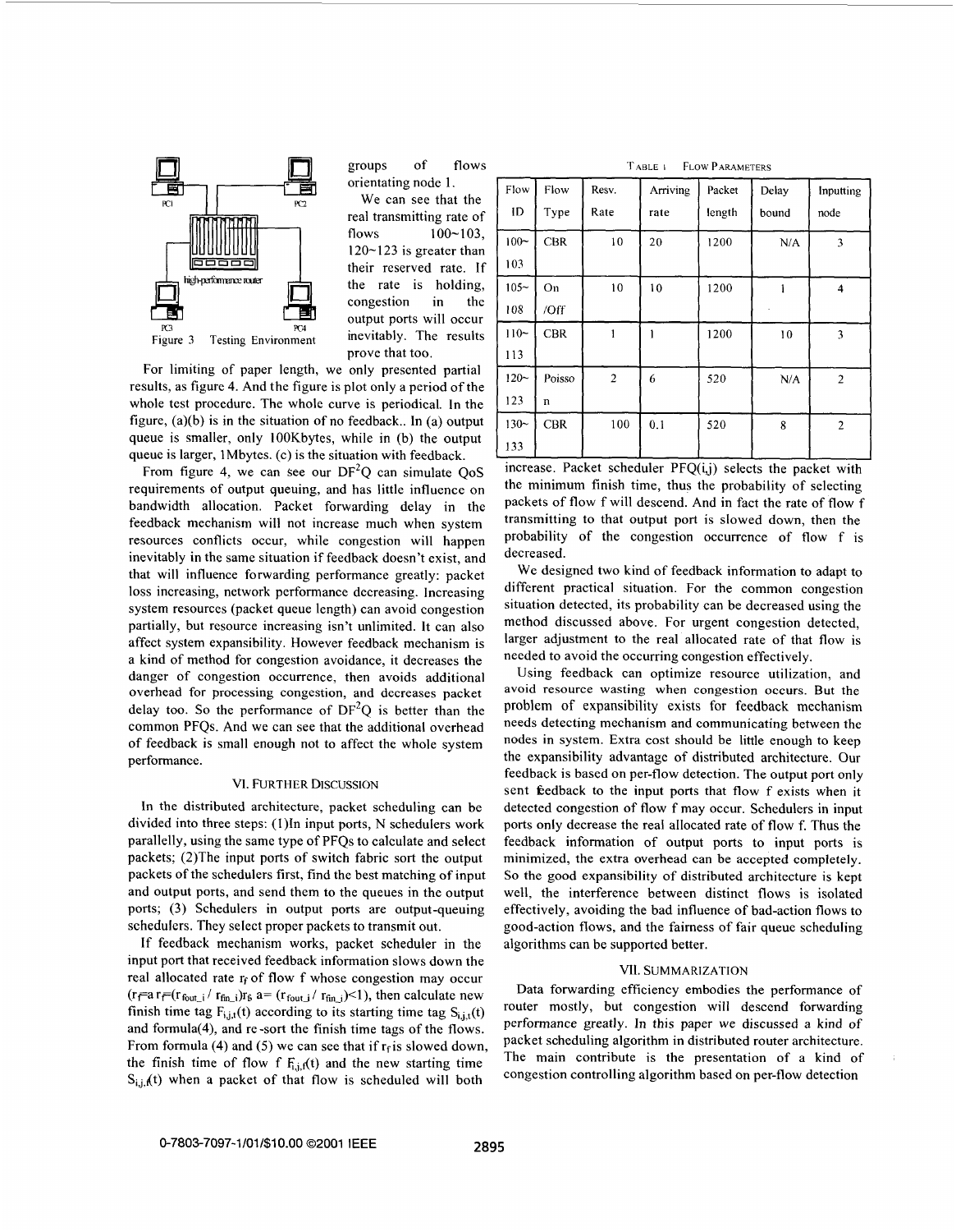Figure 3 Testing Environment

groups of flows orientating node 1.

We can see that the real transmitting rate of flows 100~103, 120~123 is greater than their reserved rate. If the rate is holding, congestion in the output ports will occur inevitably. The results prove that too.

For limiting of paper length, we only presented partial results, as figure 4. And the figure is plot only a period of the whole test procedure. The whole curve is periodical. In the figure, (a)(b) is in the situation of no feedback.. In (a) output queue is smaller, only 100Kbytes, while in (b) the output queue is larger, 1Mbytes. (c) is the situation with feedback.

From figure 4, we can see our $DF^2Q$ can simulate QoS requirements of output queuing, and has little influence on bandwidth allocation. Packet forwarding delay in the feedback mechanism will not increase much when system resources conflicts occur, while congestion will happen inevitably in the same situation if feedback doesn't exist, and that will influence forwarding performance greatly: packet loss increasing, network performance decreasing. Increasing system resources (packet queue length) can avoid congestion partially, but resource increasing isn't unlimited. It can also affect system expansibility. However feedback mechanism is a kind of method for congestion avoidance, it decreases the danger of congestion occurrence, then avoids additional overhead for processing congestion, and decreases packet delay too. So the performance of $DF^2Q$ is better than the common PFQs. And we can see that the additional overhead of feedback is small enough not to affect the whole system performance.

## VI. FURTHER DISCUSSION

In the distributed architecture, packet scheduling can be divided into three steps: (1)In input ports, N schedulers work parallelly, using the same type of PFQs to calculate and select packets; (2)The input ports of switch fabric sort the output packets of the schedulers first, find the best matching of input and output ports, and send them to the queues in the output ports; (3) Schedulers in output ports are output-queuing schedulers. They select proper packets to transmit out.

If feedback mechanism works, packet scheduler in the input port that received feedback information slows down the real allocated rate $r_f$ of flow f whose congestion may occur ($r_f = a\, r_f = (r_{fout\_i} / r_{fin\_i}) r_f$, $a = (r_{fout\_i} / r_{fin\_i}) < 1$), then calculate new finish time tag $F_{i,j,t}(t)$ according to its starting time tag $S_{i,j,t}(t)$ and formula(4), and re-sort the finish time tags of the flows. From formula (4) and (5) we can see that if $r_f$ is slowed down, the finish time of flow f $F_{i,j,f}(t)$ and the new starting time $S_{i,j,f}(t)$ when a packet of that flow is scheduled will both increase. Packet scheduler PFQ(i,j) selects the packet with the minimum finish time, thus the probability of selecting packets of flow f will descend. And in fact the rate of flow f transmitting to that output port is slowed down, then the probability of the congestion occurrence of flow f is decreased.

TABLE I FLOW PARAMETERS

| Flow ID | Flow Type | Resv. Rate | Arriving rate | Packet length | Delay bound | Inputting node |
|---|---|---|---|---|---|---|
| 100~103 | CBR | 10 | 20 | 1200 | N/A | 3 |
| 105~108 | On/Off | 10 | 10 | 1200 | 1 | 4 |
| 110~113 | CBR | 1 | 1 | 1200 | 10 | 3 |
| 120~123 | Poisson | 2 | 6 | 520 | N/A | 2 |
| 130~133 | CBR | 100 | 0.1 | 520 | 8 | 2 |

We designed two kind of feedback information to adapt to different practical situation. For the common congestion situation detected, its probability can be decreased using the method discussed above. For urgent congestion detected, larger adjustment to the real allocated rate of that flow is needed to avoid the occurring congestion effectively.

Using feedback can optimize resource utilization, and avoid resource wasting when congestion occurs. But the problem of expansibility exists for feedback mechanism needs detecting mechanism and communicating between the nodes in system. Extra cost should be little enough to keep the expansibility advantage of distributed architecture. Our feedback is based on per-flow detection. The output port only sent feedback to the input ports that flow f exists when it detected congestion of flow f may occur. Schedulers in input ports only decrease the real allocated rate of flow f. Thus the feedback information of output ports to input ports is minimized, the extra overhead can be accepted completely. So the good expansibility of distributed architecture is kept well, the interference between distinct flows is isolated effectively, avoiding the bad influence of bad-action flows to good-action flows, and the fairness of fair queue scheduling algorithms can be supported better.

## VII. SUMMARIZATION

Data forwarding efficiency embodies the performance of router mostly, but congestion will descend forwarding performance greatly. In this paper we discussed a kind of packet scheduling algorithm in distributed router architecture. The main contribute is the presentation of a kind of congestion controlling algorithm based on per-flow detection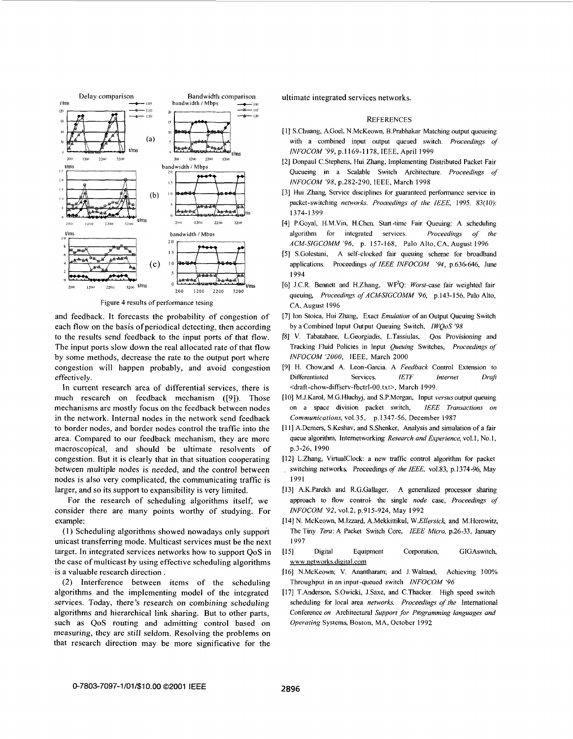Delay comparison

t/ms

105

110

130

(a)

t/ms

200 1200 2200 3200

Bandwidth comparison

bandwidth / Mbps

100

105

120

t/ms

200 1200 2200 3200

t/ms

(b)

t/ms

200 1200 2200 3200

bandwidth / Mbps

ms

200 1200 2200 3200

t/ms

(c)

200 1200 2200 3200 t/ms

bandwidth / Mbps

t/ms

200 1200 2200 3200

Figure 4 results of performance tesing

and feedback. It forecasts the probability of congestion of each flow on the basis of periodical detecting, then according to the results send feedback to the input ports of that flow. The input ports slow down the real allocated rate of that flow by some methods, decrease the rate to the output port where congestion will happen probably, and avoid congestion effectively.

In current research area of differential services, there is much research on feedback mechanism ([9]). Those mechanisms are mostly focus on the feedback between nodes in the network. Internal nodes in the network send feedback to border nodes, and border nodes control the traffic into the area. Compared to our feedback mechanism, they are more macroscopical, and should be ultimate resolvents of congestion. But it is clearly that in that situation cooperating between multiple nodes is needed, and the control between nodes is also very complicated, the communicating traffic is larger, and so its support to expansibility is very limited.

For the research of scheduling algorithms itself, we consider there are many points worthy of studying. For example:

(1) Scheduling algorithms showed nowadays only support unicast transferring mode. Multicast services must be the next target. In integrated services networks how to support QoS in the case of multicast by using effective scheduling algorithms is a valuable research direction .

(2) Interference between items of the scheduling algorithms and the implementing model of the integrated services. Today, there's research on combining scheduling algorithms and hierarchical link sharing. But to other parts, such as QoS routing and admitting control based on measuring, they are still seldom. Resolving the problems on that research direction may be more significative for the ultimate integrated services networks.

## REFERENCES

[1] S.Chuang, A.Goel, N.McKeown, B.Prabhakar Matching output queueing with a combined input output queued switch. *Proceedings of INFOCOM '99*, p.1169-1178, IEEE, April 1999

[2] Donpaul C.Stephens, Hui Zhang, Implementing Distributed Packet Fair Queueing in a Scalable Switch Architecture. *Proceedings of INFOCOM '98*, p.282-290, IEEE, March 1998

[3] Hui Zhang, Service disciplines for guaranteed performance service in packet-switching *networks*. *Proceedings of the IEEE*, 1995. 83(10): 1374-1399

[4] P.Goyal, H.M.Vin, H.Chen. Start-time Fair Queuing: A scheduling algorithm for integrated services. *Proceedings of the ACM-SIGCOMM '96*, p. 157-168, Palo Alto, CA, August 1996

[5] S.Golestani, A self-clocked fair queuing scheme for broadband applications. Proceedings *of IEEE INFOCOM '94*, p.636-646, June 1994

[6] J.C.R. Bennett and H.Zhang, $WF^2Q$: *Worst*-case fair weighted fair queuing, *Proceedings of ACM-SIGCOMM '96*, p.143-156, Palo Alto, CA, August 1996

[7] Ion Stoica, Hui Zhang, Exact *Emulation* of an Output Queuing Switch by a Combined Input Output Queuing Switch, *IWQoS '98*

[8] V. Tabatabaee, L.Georgiadis, L.Tassiulas, Qos Provisioning and Tracking Fluid Policies in Input *Queuing* Switches, *Proceedings of INFOCOM '2000*, IEEE, March 2000

[9] H. Chow,and A. Leon-Garcia. A *Feedback* Control Extension to Differentiated Services. *IETF Internet Draft* <draft-chow-diffserv-fbctrl-00.txt>, March 1999.

[10] M.J.Karol, M.G.Hluchyj, and S.P.Morgan, Input *versus* output queuing on a space division packet switch, *IEEE Transactions on Communications*, vol.35, p.1347-56, December 1987

[11] A.Demers, S.Keshav, and S.Shenker, Analysis and simulation of a fair queue algorithm, Internetworking *Research and Experience*, vol.1, No.1, p.3-26, 1990

[12] L.Zhang, VirtualClock: a new traffic control algorithm for packet switching networks, Proceedings *of the IEEE*, vol.83, p.1374-96, May 1991

[13] A.K.Parekh and R.G.Gallager, A generalized processor sharing approach to flow control- the single *node* case, *Proceedings of INFOCOM '92*, vol.2, p.915-924, May 1992

[14] N. McKeown, M.Izzard, A.Mekkittikul, W.*Ellersick*, and M.Horowitz, The Tiny *Tera*: A Packet Switch Core, *IEEE Micro*, p.26-33, January 1997

[15] Digital Equipment Corporation, GIGAswitch, www.networks.digital.com

[16] N.McKeown; V. Anantharam; and J. Walrand, Achieving 100% Throughput in an input-queued switch *INFOCOM '96*

[17] T.Anderson, S.Owicki, J.Saxe, and C.Thacker. High speed switch scheduling for local area *networks*. *Proceedings of the* International Conference *on* Architectural *Support for Programming languages and Operating* Systems, Boston, MA, October 1992